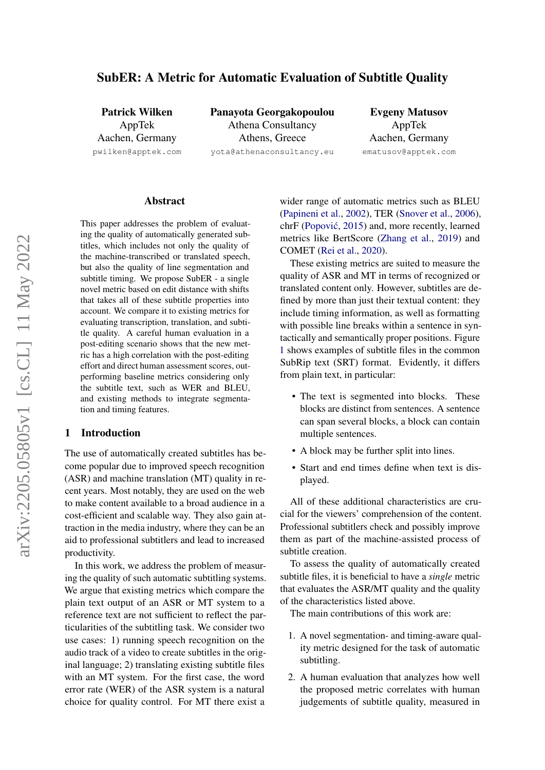# SubER: A Metric for Automatic Evaluation of Subtitle Quality

**Patrick Wilken**
AppTek
Aachen, Germany
pwilken@apptek.com

**Panayota Georgakopoulou**
Athena Consultancy
Athens, Greece
yota@athenaconsultancy.eu

**Evgeny Matusov**
AppTek
Aachen, Germany
ematusov@apptek.com

## Abstract

This paper addresses the problem of evaluating the quality of automatically generated subtitles, which includes not only the quality of the machine-transcribed or translated speech, but also the quality of line segmentation and subtitle timing. We propose SubER - a single novel metric based on edit distance with shifts that takes all of these subtitle properties into account. We compare it to existing metrics for evaluating transcription, translation, and subtitle quality. A careful human evaluation in a post-editing scenario shows that the new metric has a high correlation with the post-editing effort and direct human assessment scores, outperforming baseline metrics considering only the subtitle text, such as WER and BLEU, and existing methods to integrate segmentation and timing features.

## 1 Introduction

The use of automatically created subtitles has become popular due to improved speech recognition (ASR) and machine translation (MT) quality in recent years. Most notably, they are used on the web to make content available to a broad audience in a cost-efficient and scalable way. They also gain attraction in the media industry, where they can be an aid to professional subtitlers and lead to increased productivity.

In this work, we address the problem of measuring the quality of such automatic subtitling systems. We argue that existing metrics which compare the plain text output of an ASR or MT system to a reference text are not sufficient to reflect the particularities of the subtitling task. We consider two use cases: 1) running speech recognition on the audio track of a video to create subtitles in the original language; 2) translating existing subtitle files with an MT system. For the first case, the word error rate (WER) of the ASR system is a natural choice for quality control. For MT there exist a wider range of automatic metrics such as BLEU (Papineni et al., 2002), TER (Snover et al., 2006), chrF (Popović, 2015) and, more recently, learned metrics like BertScore (Zhang et al., 2019) and COMET (Rei et al., 2020).

These existing metrics are suited to measure the quality of ASR and MT in terms of recognized or translated content only. However, subtitles are defined by more than just their textual content: they include timing information, as well as formatting with possible line breaks within a sentence in syntactically and semantically proper positions. Figure 1 shows examples of subtitle files in the common SubRip text (SRT) format. Evidently, it differs from plain text, in particular:

- The text is segmented into blocks. These blocks are distinct from sentences. A sentence can span several blocks, a block can contain multiple sentences.
- A block may be further split into lines.
- Start and end times define when text is displayed.

All of these additional characteristics are crucial for the viewers' comprehension of the content. Professional subtitlers check and possibly improve them as part of the machine-assisted process of subtitle creation.

To assess the quality of automatically created subtitle files, it is beneficial to have a *single* metric that evaluates the ASR/MT quality and the quality of the characteristics listed above.

The main contributions of this work are:

1. A novel segmentation- and timing-aware quality metric designed for the task of automatic subtitling.
2. A human evaluation that analyzes how well the proposed metric correlates with human judgements of subtitle quality, measured in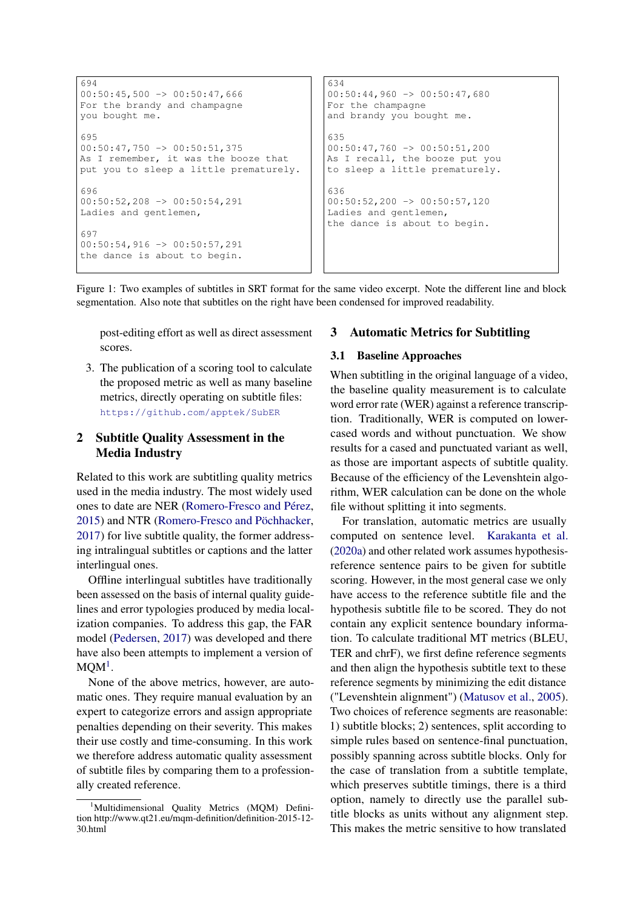```
694
00:50:45,500 -> 00:50:47,666
For the brandy and champagne
you bought me.

695
00:50:47,750 -> 00:50:51,375
As I remember, it was the booze that
put you to sleep a little prematurely.

696
00:50:52,208 -> 00:50:54,291
Ladies and gentlemen,

697
00:50:54,916 -> 00:50:57,291
the dance is about to begin.
```

```
634
00:50:44,960 -> 00:50:47,680
For the champagne
and brandy you bought me.

635
00:50:47,760 -> 00:50:51,200
As I recall, the booze put you
to sleep a little prematurely.

636
00:50:52,200 -> 00:50:57,120
Ladies and gentlemen,
the dance is about to begin.
```

Figure 1: Two examples of subtitles in SRT format for the same video excerpt. Note the different line and block segmentation. Also note that subtitles on the right have been condensed for improved readability.

post-editing effort as well as direct assessment scores.

3. The publication of a scoring tool to calculate the proposed metric as well as many baseline metrics, directly operating on subtitle files: https://github.com/apptek/SubER

## 2 Subtitle Quality Assessment in the Media Industry

Related to this work are subtitling quality metrics used in the media industry. The most widely used ones to date are NER (Romero-Fresco and Pérez, 2015) and NTR (Romero-Fresco and Pöchhacker, 2017) for live subtitle quality, the former addressing intralingual subtitles or captions and the latter interlingual ones.

Offline interlingual subtitles have traditionally been assessed on the basis of internal quality guidelines and error typologies produced by media localization companies. To address this gap, the FAR model (Pedersen, 2017) was developed and there have also been attempts to implement a version of MQM[1].

None of the above metrics, however, are automatic ones. They require manual evaluation by an expert to categorize errors and assign appropriate penalties depending on their severity. This makes their use costly and time-consuming. In this work we therefore address automatic quality assessment of subtitle files by comparing them to a professionally created reference.

## 3 Automatic Metrics for Subtitling

### 3.1 Baseline Approaches

When subtitling in the original language of a video, the baseline quality measurement is to calculate word error rate (WER) against a reference transcription. Traditionally, WER is computed on lowercased words and without punctuation. We show results for a cased and punctuated variant as well, as those are important aspects of subtitle quality. Because of the efficiency of the Levenshtein algorithm, WER calculation can be done on the whole file without splitting it into segments.

For translation, automatic metrics are usually computed on sentence level. Karakanta et al. (2020a) and other related work assumes hypothesis-reference sentence pairs to be given for subtitle scoring. However, in the most general case we only have access to the reference subtitle file and the hypothesis subtitle file to be scored. They do not contain any explicit sentence boundary information. To calculate traditional MT metrics (BLEU, TER and chrF), we first define reference segments and then align the hypothesis subtitle text to these reference segments by minimizing the edit distance ("Levenshtein alignment") (Matusov et al., 2005). Two choices of reference segments are reasonable: 1) subtitle blocks; 2) sentences, split according to simple rules based on sentence-final punctuation, possibly spanning across subtitle blocks. Only for the case of translation from a subtitle template, which preserves subtitle timings, there is a third option, namely to directly use the parallel subtitle blocks as units without any alignment step. This makes the metric sensitive to how translated

[1] Multidimensional Quality Metrics (MQM) Definition http://www.qt21.eu/mqm-definition/definition-2015-12-30.html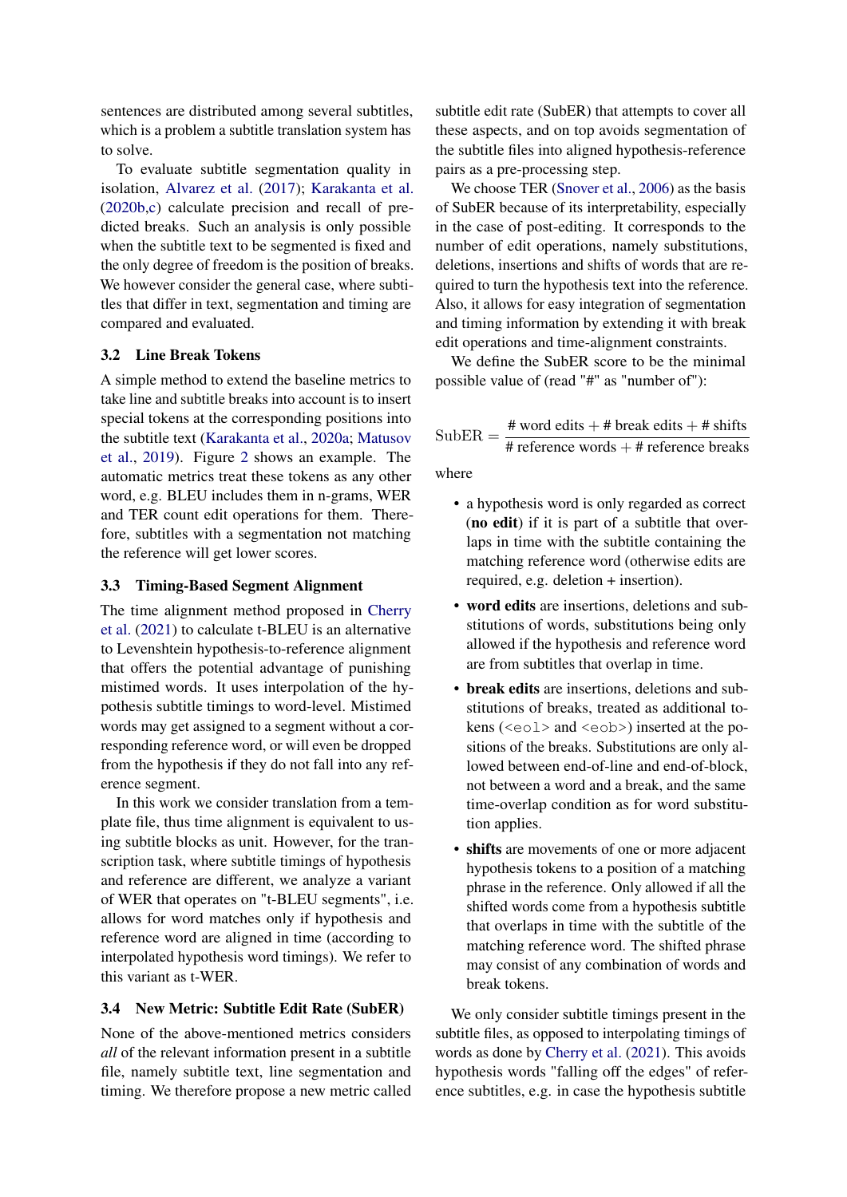sentences are distributed among several subtitles, which is a problem a subtitle translation system has to solve.

To evaluate subtitle segmentation quality in isolation, Alvarez et al. (2017); Karakanta et al. (2020b,c) calculate precision and recall of predicted breaks. Such an analysis is only possible when the subtitle text to be segmented is fixed and the only degree of freedom is the position of breaks. We however consider the general case, where subtitles that differ in text, segmentation and timing are compared and evaluated.

### 3.2 Line Break Tokens

A simple method to extend the baseline metrics to take line and subtitle breaks into account is to insert special tokens at the corresponding positions into the subtitle text (Karakanta et al., 2020a; Matusov et al., 2019). Figure 2 shows an example. The automatic metrics treat these tokens as any other word, e.g. BLEU includes them in n-grams, WER and TER count edit operations for them. Therefore, subtitles with a segmentation not matching the reference will get lower scores.

### 3.3 Timing-Based Segment Alignment

The time alignment method proposed in Cherry et al. (2021) to calculate t-BLEU is an alternative to Levenshtein hypothesis-to-reference alignment that offers the potential advantage of punishing mistimed words. It uses interpolation of the hypothesis subtitle timings to word-level. Mistimed words may get assigned to a segment without a corresponding reference word, or will even be dropped from the hypothesis if they do not fall into any reference segment.

In this work we consider translation from a template file, thus time alignment is equivalent to using subtitle blocks as unit. However, for the transcription task, where subtitle timings of hypothesis and reference are different, we analyze a variant of WER that operates on "t-BLEU segments", i.e. allows for word matches only if hypothesis and reference word are aligned in time (according to interpolated hypothesis word timings). We refer to this variant as t-WER.

### 3.4 New Metric: Subtitle Edit Rate (SubER)

None of the above-mentioned metrics considers *all* of the relevant information present in a subtitle file, namely subtitle text, line segmentation and timing. We therefore propose a new metric called subtitle edit rate (SubER) that attempts to cover all these aspects, and on top avoids segmentation of the subtitle files into aligned hypothesis-reference pairs as a pre-processing step.

We choose TER (Snover et al., 2006) as the basis of SubER because of its interpretability, especially in the case of post-editing. It corresponds to the number of edit operations, namely substitutions, deletions, insertions and shifts of words that are required to turn the hypothesis text into the reference. Also, it allows for easy integration of segmentation and timing information by extending it with break edit operations and time-alignment constraints.

We define the SubER score to be the minimal possible value of (read "#" as "number of"):

$$\text{SubER} = \frac{\text{\# word edits} + \text{\# break edits} + \text{\# shifts}}{\text{\# reference words} + \text{\# reference breaks}}$$

where

- a hypothesis word is only regarded as correct (**no edit**) if it is part of a subtitle that overlaps in time with the subtitle containing the matching reference word (otherwise edits are required, e.g. deletion + insertion).
- **word edits** are insertions, deletions and substitutions of words, substitutions being only allowed if the hypothesis and reference word are from subtitles that overlap in time.
- **break edits** are insertions, deletions and substitutions of breaks, treated as additional tokens (`<eol>` and `<eob>`) inserted at the positions of the breaks. Substitutions are only allowed between end-of-line and end-of-block, not between a word and a break, and the same time-overlap condition as for word substitution applies.
- **shifts** are movements of one or more adjacent hypothesis tokens to a position of a matching phrase in the reference. Only allowed if all the shifted words come from a hypothesis subtitle that overlaps in time with the subtitle of the matching reference word. The shifted phrase may consist of any combination of words and break tokens.

We only consider subtitle timings present in the subtitle files, as opposed to interpolating timings of words as done by Cherry et al. (2021). This avoids hypothesis words "falling off the edges" of reference subtitles, e.g. in case the hypothesis subtitle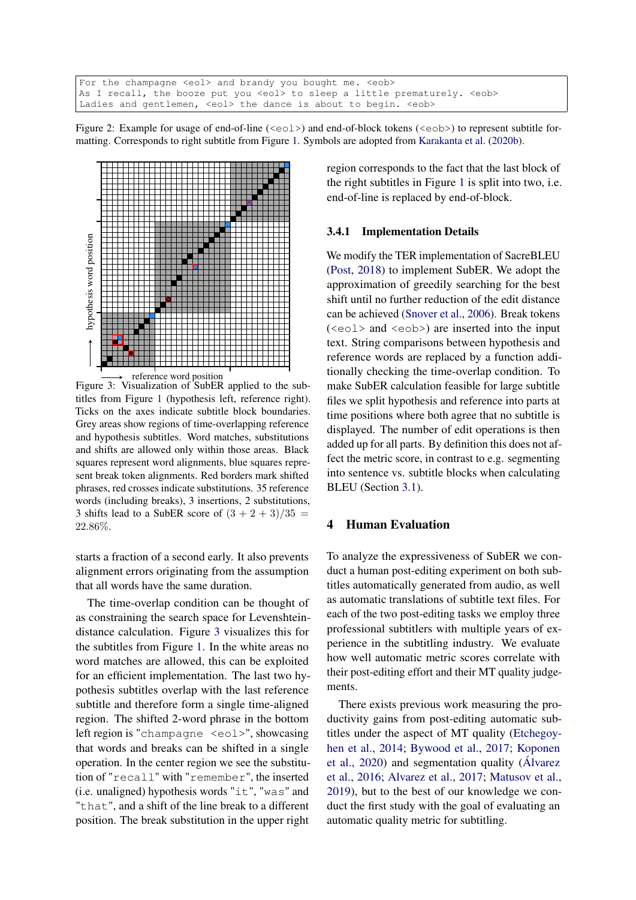```
For the champagne <eol> and brandy you bought me. <eob>
As I recall, the booze put you <eol> to sleep a little prematurely. <eob>
Ladies and gentlemen, <eol> the dance is about to begin. <eob>
```

Figure 2: Example for usage of end-of-line (<eol>) and end-of-block tokens (<eob>) to represent subtitle formatting. Corresponds to right subtitle from Figure 1. Symbols are adopted from Karakanta et al. (2020b).

Figure 3: Visualization of SubER applied to the subtitles from Figure 1 (hypothesis left, reference right). Ticks on the axes indicate subtitle block boundaries. Grey areas show regions of time-overlapping reference and hypothesis subtitles. Word matches, substitutions and shifts are allowed only within those areas. Black squares represent word alignments, blue squares represent break token alignments. Red borders mark shifted phrases, red crosses indicate substitutions. 35 reference words (including breaks), 3 insertions, 2 substitutions, 3 shifts lead to a SubER score of $(3 + 2 + 3)/35 = 22.86\%$.

starts a fraction of a second early. It also prevents alignment errors originating from the assumption that all words have the same duration.

The time-overlap condition can be thought of as constraining the search space for Levenshtein-distance calculation. Figure 3 visualizes this for the subtitles from Figure 1. In the white areas no word matches are allowed, this can be exploited for an efficient implementation. The last two hypothesis subtitles overlap with the last reference subtitle and therefore form a single time-aligned region. The shifted 2-word phrase in the bottom left region is "champagne <eol>", showcasing that words and breaks can be shifted in a single operation. In the center region we see the substitution of "recall" with "remember", the inserted (i.e. unaligned) hypothesis words "it", "was" and "that", and a shift of the line break to a different position. The break substitution in the upper right region corresponds to the fact that the last block of the right subtitles in Figure 1 is split into two, i.e. end-of-line is replaced by end-of-block.

### 3.4.1 Implementation Details

We modify the TER implementation of SacreBLEU (Post, 2018) to implement SubER. We adopt the approximation of greedily searching for the best shift until no further reduction of the edit distance can be achieved (Snover et al., 2006). Break tokens (<eol> and <eob>) are inserted into the input text. String comparisons between hypothesis and reference words are replaced by a function additionally checking the time-overlap condition. To make SubER calculation feasible for large subtitle files we split hypothesis and reference into parts at time positions where both agree that no subtitle is displayed. The number of edit operations is then added up for all parts. By definition this does not affect the metric score, in contrast to e.g. segmenting into sentence vs. subtitle blocks when calculating BLEU (Section 3.1).

## 4 Human Evaluation

To analyze the expressiveness of SubER we conduct a human post-editing experiment on both subtitles automatically generated from audio, as well as automatic translations of subtitle text files. For each of the two post-editing tasks we employ three professional subtitlers with multiple years of experience in the subtitling industry. We evaluate how well automatic metric scores correlate with their post-editing effort and their MT quality judgements.

There exists previous work measuring the productivity gains from post-editing automatic subtitles under the aspect of MT quality (Etchegoyhen et al., 2014; Bywood et al., 2017; Koponen et al., 2020) and segmentation quality (Álvarez et al., 2016; Alvarez et al., 2017; Matusov et al., 2019), but to the best of our knowledge we conduct the first study with the goal of evaluating an automatic quality metric for subtitling.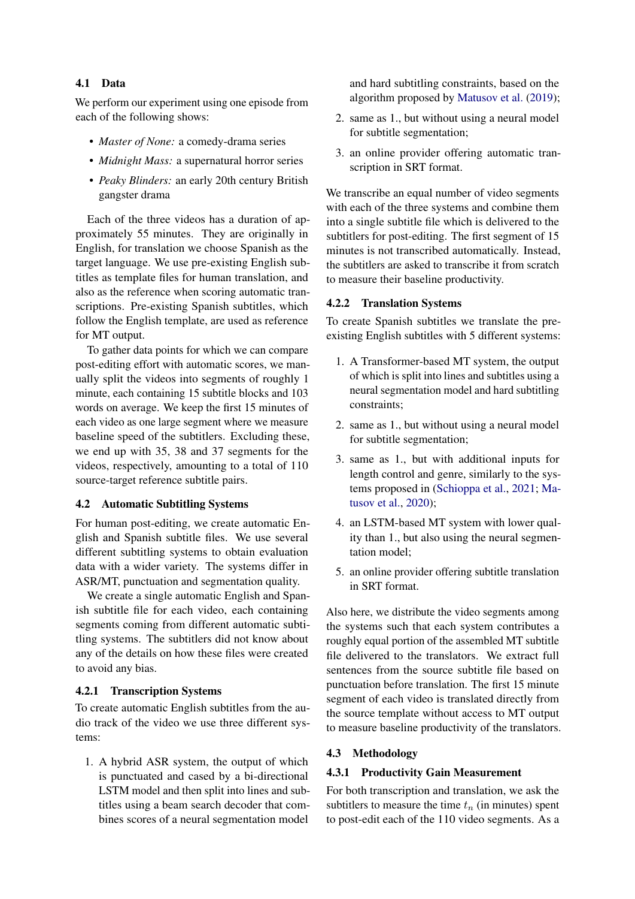### 4.1 Data

We perform our experiment using one episode from each of the following shows:

- *Master of None:* a comedy-drama series
- *Midnight Mass:* a supernatural horror series
- *Peaky Blinders:* an early 20th century British gangster drama

Each of the three videos has a duration of approximately 55 minutes. They are originally in English, for translation we choose Spanish as the target language. We use pre-existing English subtitles as template files for human translation, and also as the reference when scoring automatic transcriptions. Pre-existing Spanish subtitles, which follow the English template, are used as reference for MT output.

To gather data points for which we can compare post-editing effort with automatic scores, we manually split the videos into segments of roughly 1 minute, each containing 15 subtitle blocks and 103 words on average. We keep the first 15 minutes of each video as one large segment where we measure baseline speed of the subtitlers. Excluding these, we end up with 35, 38 and 37 segments for the videos, respectively, amounting to a total of 110 source-target reference subtitle pairs.

### 4.2 Automatic Subtitling Systems

For human post-editing, we create automatic English and Spanish subtitle files. We use several different subtitling systems to obtain evaluation data with a wider variety. The systems differ in ASR/MT, punctuation and segmentation quality.

We create a single automatic English and Spanish subtitle file for each video, each containing segments coming from different automatic subtitling systems. The subtitlers did not know about any of the details on how these files were created to avoid any bias.

#### 4.2.1 Transcription Systems

To create automatic English subtitles from the audio track of the video we use three different systems:

1. A hybrid ASR system, the output of which is punctuated and cased by a bi-directional LSTM model and then split into lines and subtitles using a beam search decoder that combines scores of a neural segmentation model and hard subtitling constraints, based on the algorithm proposed by Matusov et al. (2019);
2. same as 1., but without using a neural model for subtitle segmentation;
3. an online provider offering automatic transcription in SRT format.

We transcribe an equal number of video segments with each of the three systems and combine them into a single subtitle file which is delivered to the subtitlers for post-editing. The first segment of 15 minutes is not transcribed automatically. Instead, the subtitlers are asked to transcribe it from scratch to measure their baseline productivity.

#### 4.2.2 Translation Systems

To create Spanish subtitles we translate the pre-existing English subtitles with 5 different systems:

1. A Transformer-based MT system, the output of which is split into lines and subtitles using a neural segmentation model and hard subtitling constraints;
2. same as 1., but without using a neural model for subtitle segmentation;
3. same as 1., but with additional inputs for length control and genre, similarly to the systems proposed in (Schioppa et al., 2021; Matusov et al., 2020);
4. an LSTM-based MT system with lower quality than 1., but also using the neural segmentation model;
5. an online provider offering subtitle translation in SRT format.

Also here, we distribute the video segments among the systems such that each system contributes a roughly equal portion of the assembled MT subtitle file delivered to the translators. We extract full sentences from the source subtitle file based on punctuation before translation. The first 15 minute segment of each video is translated directly from the source template without access to MT output to measure baseline productivity of the translators.

### 4.3 Methodology

#### 4.3.1 Productivity Gain Measurement

For both transcription and translation, we ask the subtitlers to measure the time $t_n$ (in minutes) spent to post-edit each of the 110 video segments. As a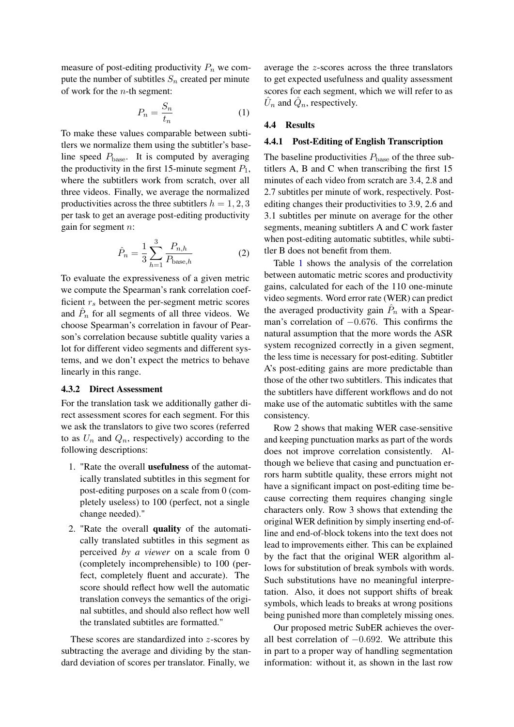measure of post-editing productivity $P_n$ we compute the number of subtitles $S_n$ created per minute of work for the $n$-th segment:

$$P_n = \frac{S_n}{t_n} \tag{1}$$

To make these values comparable between subtitlers we normalize them using the subtitler's baseline speed $P_{\text{base}}$. It is computed by averaging the productivity in the first 15-minute segment $P_1$, where the subtitlers work from scratch, over all three videos. Finally, we average the normalized productivities across the three subtitlers $h = 1, 2, 3$ per task to get an average post-editing productivity gain for segment $n$:

$$\hat{P}_n = \frac{1}{3} \sum_{h=1}^{3} \frac{P_{n,h}}{P_{\text{base},h}} \tag{2}$$

To evaluate the expressiveness of a given metric we compute the Spearman's rank correlation coefficient $r_s$ between the per-segment metric scores and $\hat{P}_n$ for all segments of all three videos. We choose Spearman's correlation in favour of Pearson's correlation because subtitle quality varies a lot for different video segments and different systems, and we don't expect the metrics to behave linearly in this range.

#### 4.3.2 Direct Assessment

For the translation task we additionally gather direct assessment scores for each segment. For this we ask the translators to give two scores (referred to as $U_n$ and $Q_n$, respectively) according to the following descriptions:

1. "Rate the overall **usefulness** of the automatically translated subtitles in this segment for post-editing purposes on a scale from 0 (completely useless) to 100 (perfect, not a single change needed)."
2. "Rate the overall **quality** of the automatically translated subtitles in this segment as perceived *by a viewer* on a scale from 0 (completely incomprehensible) to 100 (perfect, completely fluent and accurate). The score should reflect how well the automatic translation conveys the semantics of the original subtitles, and should also reflect how well the translated subtitles are formatted."

These scores are standardized into $z$-scores by subtracting the average and dividing by the standard deviation of scores per translator. Finally, we average the $z$-scores across the three translators to get expected usefulness and quality assessment scores for each segment, which we will refer to as $\hat{U}_n$ and $\hat{Q}_n$, respectively.

### 4.4 Results

#### 4.4.1 Post-Editing of English Transcription

The baseline productivities $P_{\text{base}}$ of the three subtitlers A, B and C when transcribing the first 15 minutes of each video from scratch are 3.4, 2.8 and 2.7 subtitles per minute of work, respectively. Post-editing changes their productivities to 3.9, 2.6 and 3.1 subtitles per minute on average for the other segments, meaning subtitlers A and C work faster when post-editing automatic subtitles, while subtitler B does not benefit from them.

Table 1 shows the analysis of the correlation between automatic metric scores and productivity gains, calculated for each of the 110 one-minute video segments. Word error rate (WER) can predict the averaged productivity gain $\hat{P}_n$ with a Spearman's correlation of $-0.676$. This confirms the natural assumption that the more words the ASR system recognized correctly in a given segment, the less time is necessary for post-editing. Subtitler A's post-editing gains are more predictable than those of the other two subtitlers. This indicates that the subtitlers have different workflows and do not make use of the automatic subtitles with the same consistency.

Row 2 shows that making WER case-sensitive and keeping punctuation marks as part of the words does not improve correlation consistently. Although we believe that casing and punctuation errors harm subtitle quality, these errors might not have a significant impact on post-editing time because correcting them requires changing single characters only. Row 3 shows that extending the original WER definition by simply inserting end-of-line and end-of-block tokens into the text does not lead to improvements either. This can be explained by the fact that the original WER algorithm allows for substitution of break symbols with words. Such substitutions have no meaningful interpretation. Also, it does not support shifts of break symbols, which leads to breaks at wrong positions being punished more than completely missing ones.

Our proposed metric SubER achieves the overall best correlation of $-0.692$. We attribute this in part to a proper way of handling segmentation information: without it, as shown in the last row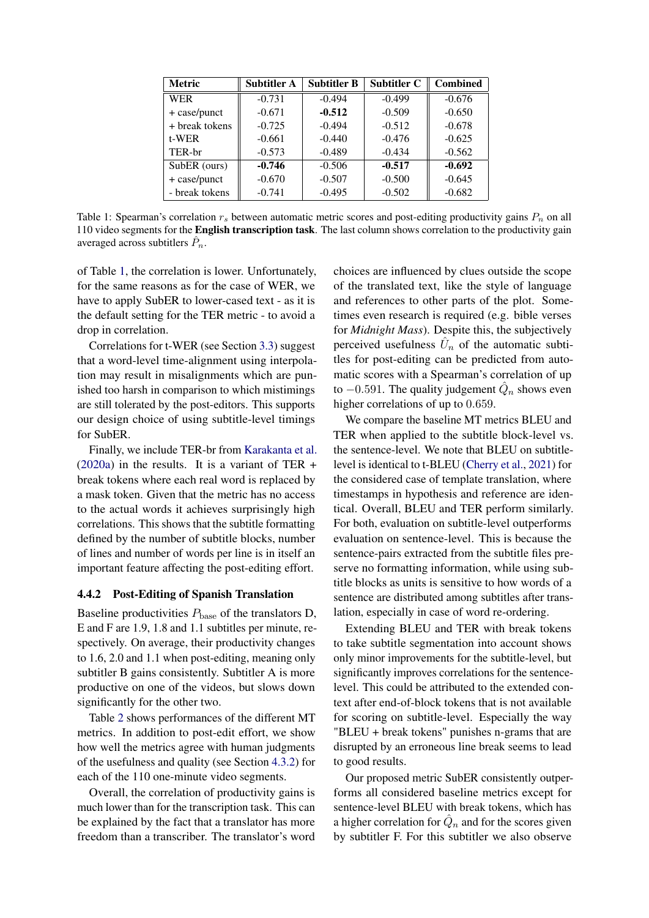| Metric | Subtitler A | Subtitler B | Subtitler C | Combined |
|---|---|---|---|---|
| WER | -0.731 | -0.494 | -0.499 | -0.676 |
| + case/punct | -0.671 | **-0.512** | -0.509 | -0.650 |
| + break tokens | -0.725 | -0.494 | -0.512 | -0.678 |
| t-WER | -0.661 | -0.440 | -0.476 | -0.625 |
| TER-br | -0.573 | -0.489 | -0.434 | -0.562 |
| SubER (ours) | **-0.746** | -0.506 | **-0.517** | **-0.692** |
| + case/punct | -0.670 | -0.507 | -0.500 | -0.645 |
| - break tokens | -0.741 | -0.495 | -0.502 | -0.682 |

Table 1: Spearman's correlation $r_s$ between automatic metric scores and post-editing productivity gains $P_n$ on all 110 video segments for the **English transcription task**. The last column shows correlation to the productivity gain averaged across subtitlers $\hat{P}_n$.

of Table 1, the correlation is lower. Unfortunately, for the same reasons as for the case of WER, we have to apply SubER to lower-cased text - as it is the default setting for the TER metric - to avoid a drop in correlation.

Correlations for t-WER (see Section 3.3) suggest that a word-level time-alignment using interpolation may result in misalignments which are punished too harsh in comparison to which mistimings are still tolerated by the post-editors. This supports our design choice of using subtitle-level timings for SubER.

Finally, we include TER-br from Karakanta et al. (2020a) in the results. It is a variant of TER + break tokens where each real word is replaced by a mask token. Given that the metric has no access to the actual words it achieves surprisingly high correlations. This shows that the subtitle formatting defined by the number of subtitle blocks, number of lines and number of words per line is in itself an important feature affecting the post-editing effort.

#### 4.4.2 Post-Editing of Spanish Translation

Baseline productivities $P_{\text{base}}$ of the translators D, E and F are 1.9, 1.8 and 1.1 subtitles per minute, respectively. On average, their productivity changes to 1.6, 2.0 and 1.1 when post-editing, meaning only subtitler B gains consistently. Subtitler A is more productive on one of the videos, but slows down significantly for the other two.

Table 2 shows performances of the different MT metrics. In addition to post-edit effort, we show how well the metrics agree with human judgments of the usefulness and quality (see Section 4.3.2) for each of the 110 one-minute video segments.

Overall, the correlation of productivity gains is much lower than for the transcription task. This can be explained by the fact that a translator has more freedom than a transcriber. The translator's word choices are influenced by clues outside the scope of the translated text, like the style of language and references to other parts of the plot. Sometimes even research is required (e.g. bible verses for *Midnight Mass*). Despite this, the subjectively perceived usefulness $\hat{U}_n$ of the automatic subtitles for post-editing can be predicted from automatic scores with a Spearman's correlation of up to $-0.591$. The quality judgement $\hat{Q}_n$ shows even higher correlations of up to $0.659$.

We compare the baseline MT metrics BLEU and TER when applied to the subtitle block-level vs. the sentence-level. We note that BLEU on subtitle-level is identical to t-BLEU (Cherry et al., 2021) for the considered case of template translation, where timestamps in hypothesis and reference are identical. Overall, BLEU and TER perform similarly. For both, evaluation on subtitle-level outperforms evaluation on sentence-level. This is because the sentence-pairs extracted from the subtitle files preserve no formatting information, while using subtitle blocks as units is sensitive to how words of a sentence are distributed among subtitles after translation, especially in case of word re-ordering.

Extending BLEU and TER with break tokens to take subtitle segmentation into account shows only minor improvements for the subtitle-level, but significantly improves correlations for the sentence-level. This could be attributed to the extended context after end-of-block tokens that is not available for scoring on subtitle-level. Especially the way "BLEU + break tokens" punishes n-grams that are disrupted by an erroneous line break seems to lead to good results.

Our proposed metric SubER consistently outperforms all considered baseline metrics except for sentence-level BLEU with break tokens, which has a higher correlation for $\hat{Q}_n$ and for the scores given by subtitler F. For this subtitler we also observe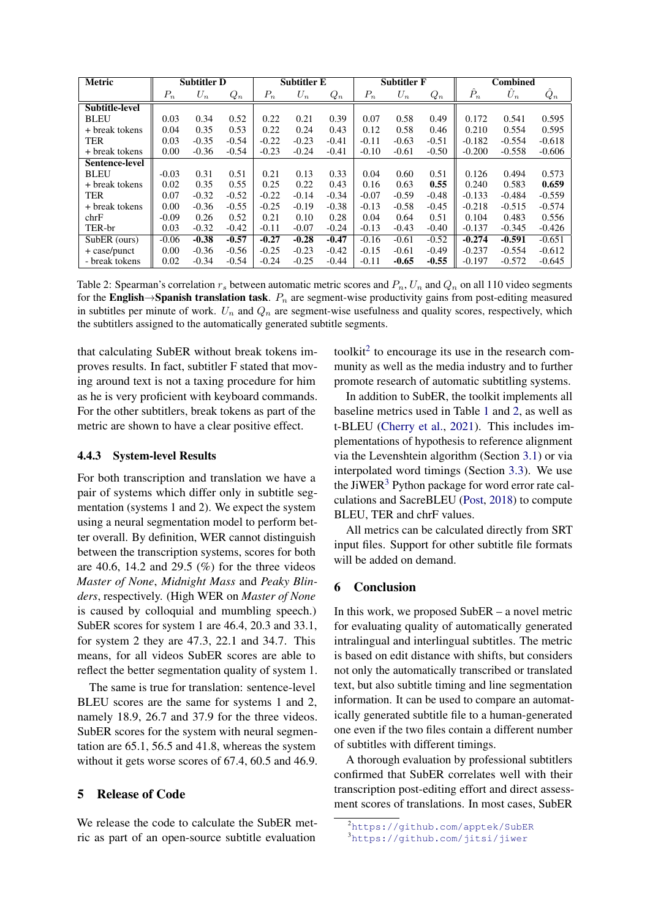| Metric | Subtitler D | | | Subtitler E | | | Subtitler F | | | Combined | | |
|---|---|---|---|---|---|---|---|---|---|---|---|---|
| | $P_n$ | $U_n$ | $Q_n$ | $P_n$ | $U_n$ | $Q_n$ | $P_n$ | $U_n$ | $Q_n$ | $\hat{P}_n$ | $\hat{U}_n$ | $\hat{Q}_n$ |
| **Subtitle-level** | | | | | | | | | | | | |
| BLEU | 0.03 | 0.34 | 0.52 | 0.22 | 0.21 | 0.39 | 0.07 | 0.58 | 0.49 | 0.172 | 0.541 | 0.595 |
| + break tokens | 0.04 | 0.35 | 0.53 | 0.22 | 0.24 | 0.43 | 0.12 | 0.58 | 0.46 | 0.210 | 0.554 | 0.595 |
| TER | 0.03 | -0.35 | -0.54 | -0.22 | -0.23 | -0.41 | -0.11 | -0.63 | -0.51 | -0.182 | -0.554 | -0.618 |
| + break tokens | 0.00 | -0.36 | -0.54 | -0.23 | -0.24 | -0.41 | -0.10 | -0.61 | -0.50 | -0.200 | -0.558 | -0.606 |
| **Sentence-level** | | | | | | | | | | | | |
| BLEU | -0.03 | 0.31 | 0.51 | 0.21 | 0.13 | 0.33 | 0.04 | 0.60 | 0.51 | 0.126 | 0.494 | 0.573 |
| + break tokens | 0.02 | 0.35 | 0.55 | 0.25 | 0.22 | 0.43 | 0.16 | 0.63 | **0.55** | 0.240 | 0.583 | **0.659** |
| TER | 0.07 | -0.32 | -0.52 | -0.22 | -0.14 | -0.34 | -0.07 | -0.59 | -0.48 | -0.133 | -0.484 | -0.559 |
| + break tokens | 0.00 | -0.36 | -0.55 | -0.25 | -0.19 | -0.38 | -0.13 | -0.58 | -0.45 | -0.218 | -0.515 | -0.574 |
| chrF | -0.09 | 0.26 | 0.52 | 0.21 | 0.10 | 0.28 | 0.04 | 0.64 | 0.51 | 0.104 | 0.483 | 0.556 |
| TER-br | 0.03 | -0.32 | -0.42 | -0.11 | -0.07 | -0.24 | -0.13 | -0.43 | -0.40 | -0.137 | -0.345 | -0.426 |
| SubER (ours) | -0.06 | **-0.38** | **-0.57** | **-0.27** | **-0.28** | **-0.47** | -0.16 | -0.61 | -0.52 | **-0.274** | **-0.591** | -0.651 |
| + case/punct | 0.00 | -0.36 | -0.56 | -0.25 | -0.23 | -0.42 | -0.15 | -0.61 | -0.49 | -0.237 | -0.554 | -0.612 |
| - break tokens | 0.02 | -0.34 | -0.54 | -0.24 | -0.25 | -0.44 | -0.11 | **-0.65** | **-0.55** | -0.197 | -0.572 | -0.645 |

Table 2: Spearman's correlation $r_s$ between automatic metric scores and $P_n$, $U_n$ and $Q_n$ on all 110 video segments for the **English→Spanish translation task**. $P_n$ are segment-wise productivity gains from post-editing measured in subtitles per minute of work. $U_n$ and $Q_n$ are segment-wise usefulness and quality scores, respectively, which the subtitlers assigned to the automatically generated subtitle segments.

that calculating SubER without break tokens improves results. In fact, subtitler F stated that moving around text is not a taxing procedure for him as he is very proficient with keyboard commands. For the other subtitlers, break tokens as part of the metric are shown to have a clear positive effect.

### 4.4.3 System-level Results

For both transcription and translation we have a pair of systems which differ only in subtitle segmentation (systems 1 and 2). We expect the system using a neural segmentation model to perform better overall. By definition, WER cannot distinguish between the transcription systems, scores for both are 40.6, 14.2 and 29.5 (%) for the three videos *Master of None*, *Midnight Mass* and *Peaky Blinders*, respectively. (High WER on *Master of None* is caused by colloquial and mumbling speech.) SubER scores for system 1 are 46.4, 20.3 and 33.1, for system 2 they are 47.3, 22.1 and 34.7. This means, for all videos SubER scores are able to reflect the better segmentation quality of system 1.

The same is true for translation: sentence-level BLEU scores are the same for systems 1 and 2, namely 18.9, 26.7 and 37.9 for the three videos. SubER scores for the system with neural segmentation are 65.1, 56.5 and 41.8, whereas the system without it gets worse scores of 67.4, 60.5 and 46.9.

## 5 Release of Code

We release the code to calculate the SubER metric as part of an open-source subtitle evaluation toolkit[2] to encourage its use in the research community as well as the media industry and to further promote research of automatic subtitling systems.

In addition to SubER, the toolkit implements all baseline metrics used in Table 1 and 2, as well as t-BLEU (Cherry et al., 2021). This includes implementations of hypothesis to reference alignment via the Levenshtein algorithm (Section 3.1) or via interpolated word timings (Section 3.3). We use the JiWER[3] Python package for word error rate calculations and SacreBLEU (Post, 2018) to compute BLEU, TER and chrF values.

All metrics can be calculated directly from SRT input files. Support for other subtitle file formats will be added on demand.

## 6 Conclusion

In this work, we proposed SubER – a novel metric for evaluating quality of automatically generated intralingual and interlingual subtitles. The metric is based on edit distance with shifts, but considers not only the automatically transcribed or translated text, but also subtitle timing and line segmentation information. It can be used to compare an automatically generated subtitle file to a human-generated one even if the two files contain a different number of subtitles with different timings.

A thorough evaluation by professional subtitlers confirmed that SubER correlates well with their transcription post-editing effort and direct assessment scores of translations. In most cases, SubER

[2] https://github.com/apptek/SubER

[3] https://github.com/jitsi/jiwer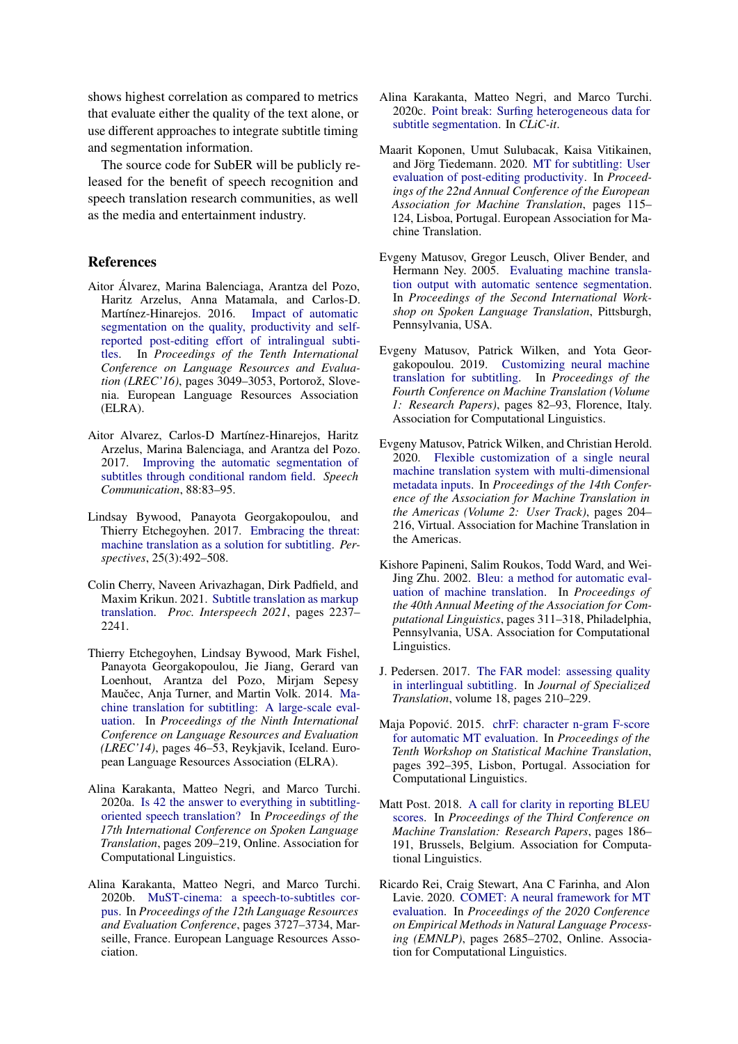shows highest correlation as compared to metrics that evaluate either the quality of the text alone, or use different approaches to integrate subtitle timing and segmentation information.

The source code for SubER will be publicly released for the benefit of speech recognition and speech translation research communities, as well as the media and entertainment industry.

## References

Aitor Álvarez, Marina Balenciaga, Arantza del Pozo, Haritz Arzelus, Anna Matamala, and Carlos-D. Martínez-Hinarejos. 2016. Impact of automatic segmentation on the quality, productivity and self-reported post-editing effort of intralingual subtitles. In *Proceedings of the Tenth International Conference on Language Resources and Evaluation (LREC'16)*, pages 3049–3053, Portorož, Slovenia. European Language Resources Association (ELRA).

Aitor Alvarez, Carlos-D Martínez-Hinarejos, Haritz Arzelus, Marina Balenciaga, and Arantza del Pozo. 2017. Improving the automatic segmentation of subtitles through conditional random field. *Speech Communication*, 88:83–95.

Lindsay Bywood, Panayota Georgakopoulou, and Thierry Etchegoyhen. 2017. Embracing the threat: machine translation as a solution for subtitling. *Perspectives*, 25(3):492–508.

Colin Cherry, Naveen Arivazhagan, Dirk Padfield, and Maxim Krikun. 2021. Subtitle translation as markup translation. *Proc. Interspeech 2021*, pages 2237–2241.

Thierry Etchegoyhen, Lindsay Bywood, Mark Fishel, Panayota Georgakopoulou, Jie Jiang, Gerard van Loenhout, Arantza del Pozo, Mirjam Sepesy Maučec, Anja Turner, and Martin Volk. 2014. Machine translation for subtitling: A large-scale evaluation. In *Proceedings of the Ninth International Conference on Language Resources and Evaluation (LREC'14)*, pages 46–53, Reykjavik, Iceland. European Language Resources Association (ELRA).

Alina Karakanta, Matteo Negri, and Marco Turchi. 2020a. Is 42 the answer to everything in subtitling-oriented speech translation? In *Proceedings of the 17th International Conference on Spoken Language Translation*, pages 209–219, Online. Association for Computational Linguistics.

Alina Karakanta, Matteo Negri, and Marco Turchi. 2020b. MuST-cinema: a speech-to-subtitles corpus. In *Proceedings of the 12th Language Resources and Evaluation Conference*, pages 3727–3734, Marseille, France. European Language Resources Association.

Alina Karakanta, Matteo Negri, and Marco Turchi. 2020c. Point break: Surfing heterogeneous data for subtitle segmentation. In *CLiC-it*.

Maarit Koponen, Umut Sulubacak, Kaisa Vitikainen, and Jörg Tiedemann. 2020. MT for subtitling: User evaluation of post-editing productivity. In *Proceedings of the 22nd Annual Conference of the European Association for Machine Translation*, pages 115–124, Lisboa, Portugal. European Association for Machine Translation.

Evgeny Matusov, Gregor Leusch, Oliver Bender, and Hermann Ney. 2005. Evaluating machine translation output with automatic sentence segmentation. In *Proceedings of the Second International Workshop on Spoken Language Translation*, Pittsburgh, Pennsylvania, USA.

Evgeny Matusov, Patrick Wilken, and Yota Georgakopoulou. 2019. Customizing neural machine translation for subtitling. In *Proceedings of the Fourth Conference on Machine Translation (Volume 1: Research Papers)*, pages 82–93, Florence, Italy. Association for Computational Linguistics.

Evgeny Matusov, Patrick Wilken, and Christian Herold. 2020. Flexible customization of a single neural machine translation system with multi-dimensional metadata inputs. In *Proceedings of the 14th Conference of the Association for Machine Translation in the Americas (Volume 2: User Track)*, pages 204–216, Virtual. Association for Machine Translation in the Americas.

Kishore Papineni, Salim Roukos, Todd Ward, and Wei-Jing Zhu. 2002. Bleu: a method for automatic evaluation of machine translation. In *Proceedings of the 40th Annual Meeting of the Association for Computational Linguistics*, pages 311–318, Philadelphia, Pennsylvania, USA. Association for Computational Linguistics.

J. Pedersen. 2017. The FAR model: assessing quality in interlingual subtitling. In *Journal of Specialized Translation*, volume 18, pages 210–229.

Maja Popović. 2015. chrF: character n-gram F-score for automatic MT evaluation. In *Proceedings of the Tenth Workshop on Statistical Machine Translation*, pages 392–395, Lisbon, Portugal. Association for Computational Linguistics.

Matt Post. 2018. A call for clarity in reporting BLEU scores. In *Proceedings of the Third Conference on Machine Translation: Research Papers*, pages 186–191, Brussels, Belgium. Association for Computational Linguistics.

Ricardo Rei, Craig Stewart, Ana C Farinha, and Alon Lavie. 2020. COMET: A neural framework for MT evaluation. In *Proceedings of the 2020 Conference on Empirical Methods in Natural Language Processing (EMNLP)*, pages 2685–2702, Online. Association for Computational Linguistics.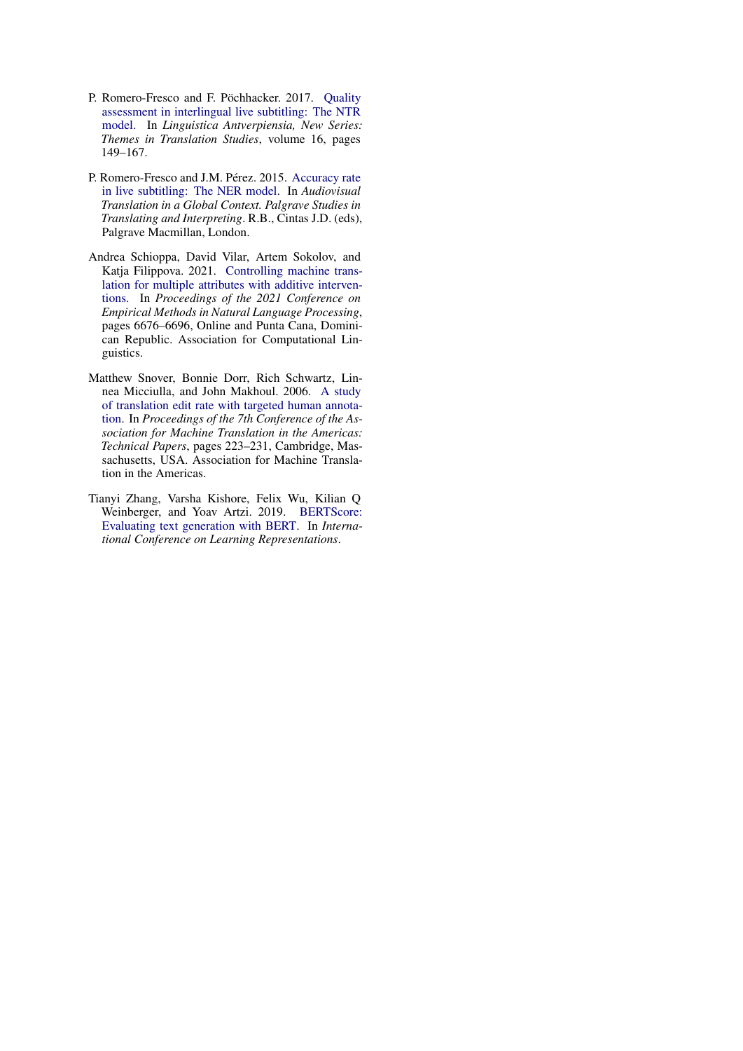P. Romero-Fresco and F. Pöchhacker. 2017. Quality assessment in interlingual live subtitling: The NTR model. In *Linguistica Antverpiensia, New Series: Themes in Translation Studies*, volume 16, pages 149–167.

P. Romero-Fresco and J.M. Pérez. 2015. Accuracy rate in live subtitling: The NER model. In *Audiovisual Translation in a Global Context. Palgrave Studies in Translating and Interpreting*. R.B., Cintas J.D. (eds), Palgrave Macmillan, London.

Andrea Schioppa, David Vilar, Artem Sokolov, and Katja Filippova. 2021. Controlling machine translation for multiple attributes with additive interventions. In *Proceedings of the 2021 Conference on Empirical Methods in Natural Language Processing*, pages 6676–6696, Online and Punta Cana, Dominican Republic. Association for Computational Linguistics.

Matthew Snover, Bonnie Dorr, Rich Schwartz, Linnea Micciulla, and John Makhoul. 2006. A study of translation edit rate with targeted human annotation. In *Proceedings of the 7th Conference of the Association for Machine Translation in the Americas: Technical Papers*, pages 223–231, Cambridge, Massachusetts, USA. Association for Machine Translation in the Americas.

Tianyi Zhang, Varsha Kishore, Felix Wu, Kilian Q Weinberger, and Yoav Artzi. 2019. BERTScore: Evaluating text generation with BERT. In *International Conference on Learning Representations*.